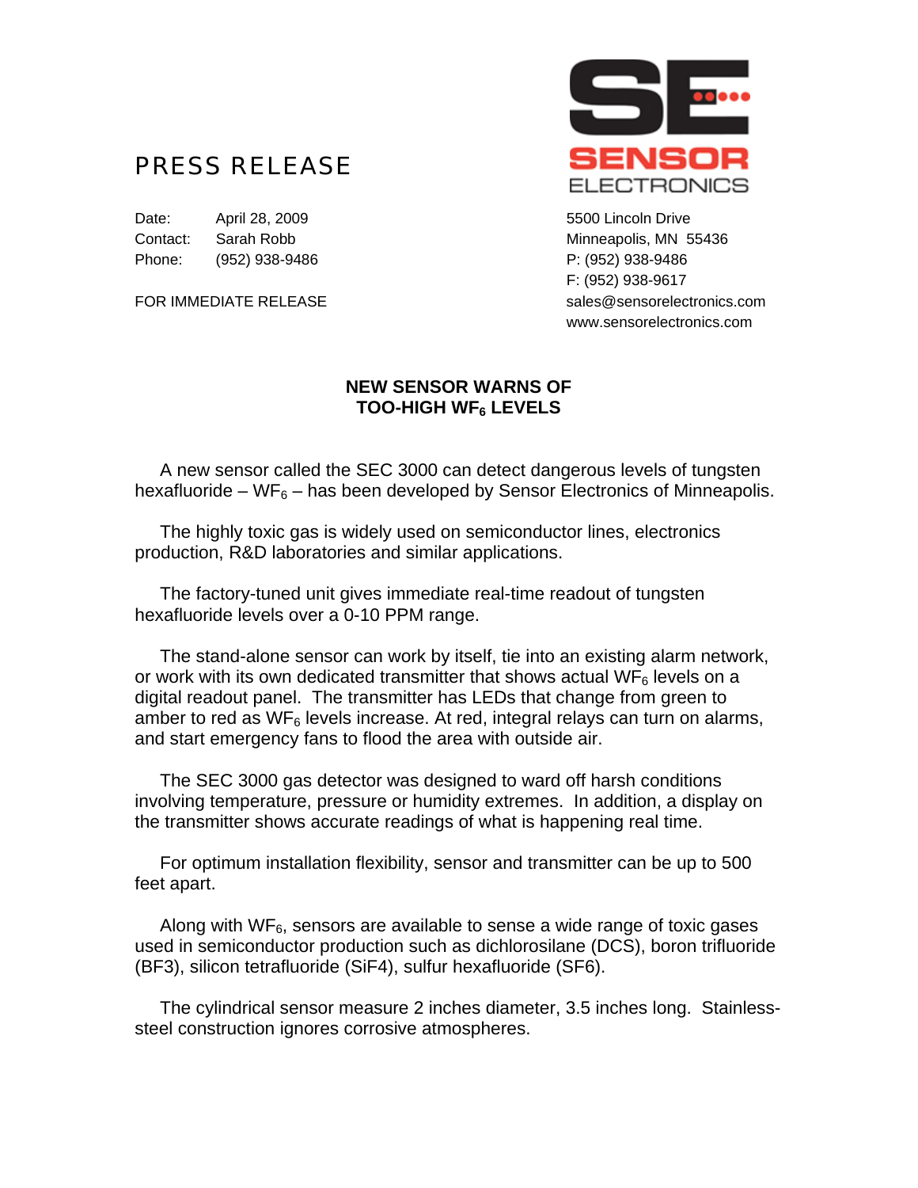# PRESS RELEASE

**SE SENSOR ELECTRONICS**

Date: April 28, 2009
Contact: Sarah Robb
Phone: (952) 938-9486

FOR IMMEDIATE RELEASE

5500 Lincoln Drive
Minneapolis, MN 55436
P: (952) 938-9486
F: (952) 938-9617
sales@sensorelectronics.com
www.sensorelectronics.com

## NEW SENSOR WARNS OF TOO-HIGH $WF_6$ LEVELS

A new sensor called the SEC 3000 can detect dangerous levels of tungsten hexafluoride – $WF_6$ – has been developed by Sensor Electronics of Minneapolis.

The highly toxic gas is widely used on semiconductor lines, electronics production, R&D laboratories and similar applications.

The factory-tuned unit gives immediate real-time readout of tungsten hexafluoride levels over a 0-10 PPM range.

The stand-alone sensor can work by itself, tie into an existing alarm network, or work with its own dedicated transmitter that shows actual $WF_6$ levels on a digital readout panel. The transmitter has LEDs that change from green to amber to red as $WF_6$ levels increase. At red, integral relays can turn on alarms, and start emergency fans to flood the area with outside air.

The SEC 3000 gas detector was designed to ward off harsh conditions involving temperature, pressure or humidity extremes. In addition, a display on the transmitter shows accurate readings of what is happening real time.

For optimum installation flexibility, sensor and transmitter can be up to 500 feet apart.

Along with $WF_6$, sensors are available to sense a wide range of toxic gases used in semiconductor production such as dichlorosilane (DCS), boron trifluoride ($BF_3$), silicon tetrafluoride ($SiF_4$), sulfur hexafluoride ($SF_6$).

The cylindrical sensor measure 2 inches diameter, 3.5 inches long. Stainless-steel construction ignores corrosive atmospheres.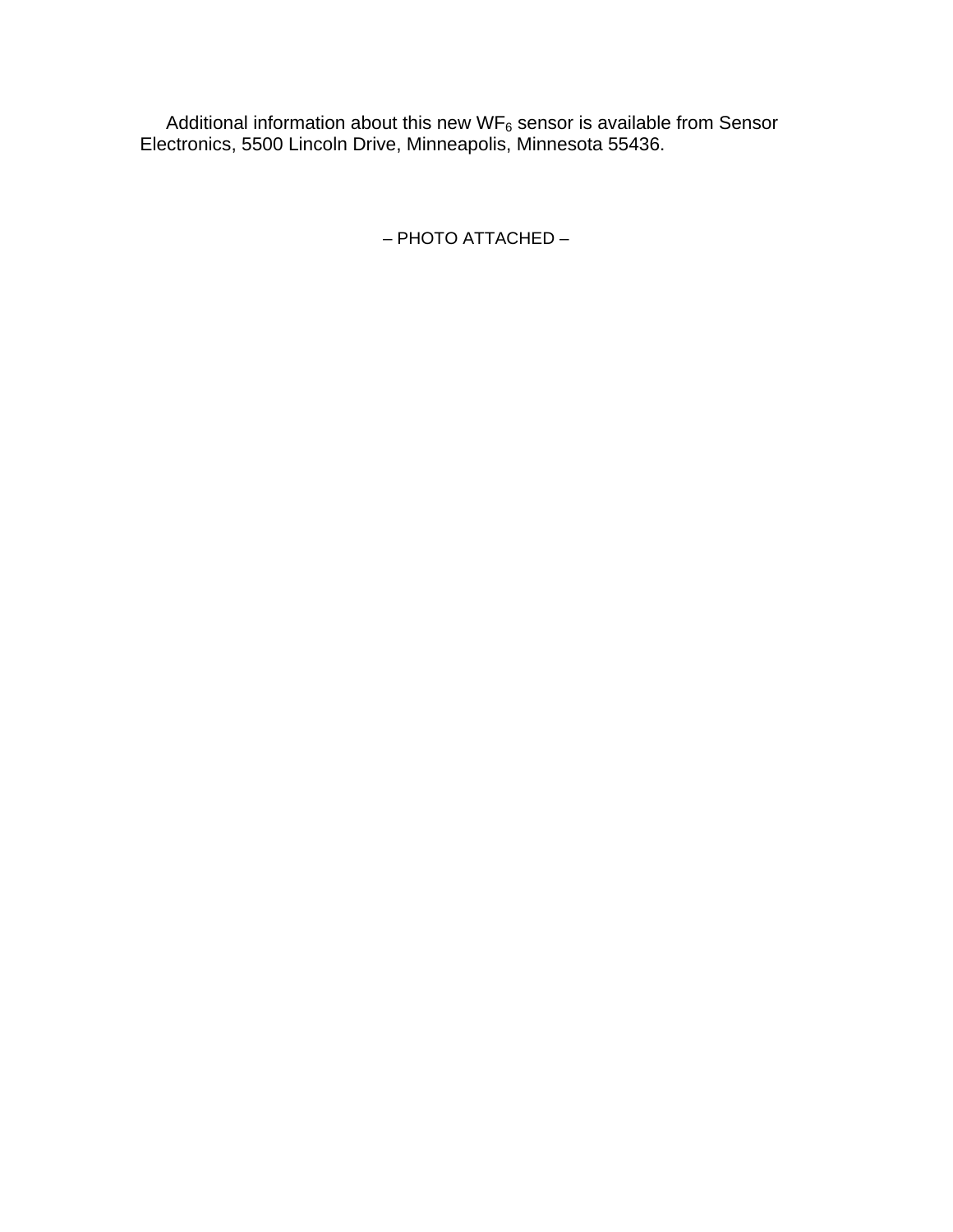Additional information about this new $WF_6$ sensor is available from Sensor Electronics, 5500 Lincoln Drive, Minneapolis, Minnesota 55436.

– PHOTO ATTACHED –